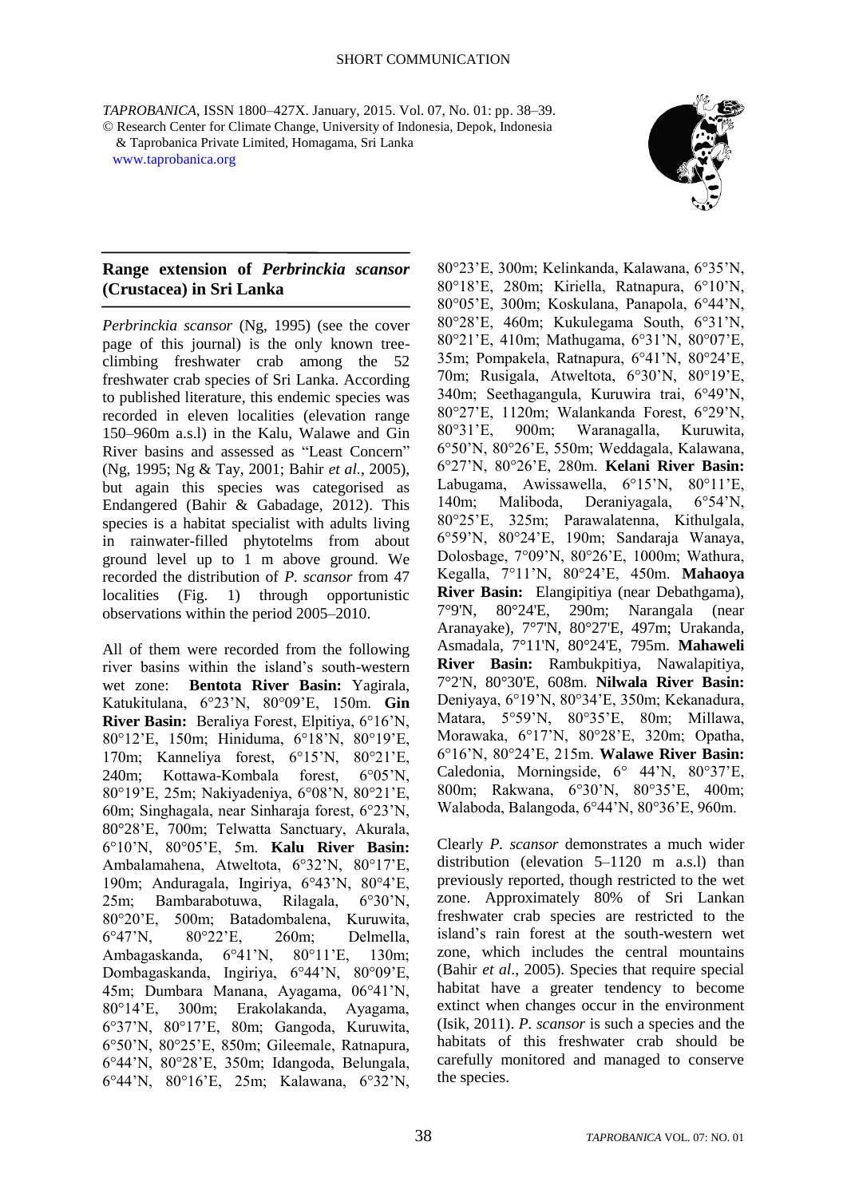SHORT COMMUNICATION

## Range extension of *Perbrinckia scansor* (Crustacea) in Sri Lanka

*Perbrinckia scansor* (Ng, 1995) (see the cover page of this journal) is the only known tree-climbing freshwater crab among the 52 freshwater crab species of Sri Lanka. According to published literature, this endemic species was recorded in eleven localities (elevation range 150–960m a.s.l) in the Kalu, Walawe and Gin River basins and assessed as "Least Concern" (Ng, 1995; Ng & Tay, 2001; Bahir *et al.*, 2005), but again this species was categorised as Endangered (Bahir & Gabadage, 2012). This species is a habitat specialist with adults living in rainwater-filled phytotelms from about ground level up to 1 m above ground. We recorded the distribution of *P. scansor* from 47 localities (Fig. 1) through opportunistic observations within the period 2005–2010.

All of them were recorded from the following river basins within the island's south-western wet zone: **Bentota River Basin:** Yagirala, Katukitulana, 6°23'N, 80°09'E, 150m. **Gin River Basin:** Beraliya Forest, Elpitiya, 6°16'N, 80°12'E, 150m; Hiniduma, 6°18'N, 80°19'E, 170m; Kanneliya forest, 6°15'N, 80°21'E, 240m; Kottawa-Kombala forest, 6°05'N, 80°19'E, 25m; Nakiyadeniya, 6°08'N, 80°21'E, 60m; Singhagala, near Sinharaja forest, 6°23'N, 80°28'E, 700m; Telwatta Sanctuary, Akurala, 6°10'N, 80°05'E, 5m. **Kalu River Basin:** Ambalamahena, Atweltota, 6°32'N, 80°17'E, 190m; Anduragala, Ingiriya, 6°43'N, 80°4'E, 25m; Bambarabotuwa, Rilagala, 6°30'N, 80°20'E, 500m; Batadombalena, Kuruwita, 6°47'N, 80°22'E, 260m; Delmella, Ambagaskanda, 6°41'N, 80°11'E, 130m; Dombagaskanda, Ingiriya, 6°44'N, 80°09'E, 45m; Dumbara Manana, Ayagama, 06°41'N, 80°14'E, 300m; Erakolakanda, Ayagama, 6°37'N, 80°17'E, 80m; Gangoda, Kuruwita, 6°50'N, 80°25'E, 850m; Gileemale, Ratnapura, 6°44'N, 80°28'E, 350m; Idangoda, Belungala, 6°44'N, 80°16'E, 25m; Kalawana, 6°32'N, 80°23'E, 300m; Kelinkanda, Kalawana, 6°35'N, 80°18'E, 280m; Kiriella, Ratnapura, 6°10'N, 80°05'E, 300m; Koskulana, Panapola, 6°44'N, 80°28'E, 460m; Kukulegama South, 6°31'N, 80°21'E, 410m; Mathugama, 6°31'N, 80°07'E, 35m; Pompakela, Ratnapura, 6°41'N, 80°24'E, 70m; Rusigala, Atweltota, 6°30'N, 80°19'E, 340m; Seethagangula, Kuruwira trai, 6°49'N, 80°27'E, 1120m; Walankanda Forest, 6°29'N, 80°31'E, 900m; Waranagalla, Kuruwita, 6°50'N, 80°26'E, 550m; Weddagala, Kalawana, 6°27'N, 80°26'E, 280m. **Kelani River Basin:** Labugama, Awissawella, 6°15'N, 80°11'E, 140m; Maliboda, Deraniyagala, 6°54'N, 80°25'E, 325m; Parawalatenna, Kithulgala, 6°59'N, 80°24'E, 190m; Sandaraja Wanaya, Dolosbage, 7°09'N, 80°26'E, 1000m; Wathura, Kegalla, 7°11'N, 80°24'E, 450m. **Mahaoya River Basin:** Elangipitiya (near Debathgama), 7°9'N, 80°24'E, 290m; Narangala (near Aranayake), 7°7'N, 80°27'E, 497m; Urakanda, Asmadala, 7°11'N, 80°24'E, 795m. **Mahaweli River Basin:** Rambukpitiya, Nawalapitiya, 7°2'N, 80°30'E, 608m. **Nilwala River Basin:** Deniyaya, 6°19'N, 80°34'E, 350m; Kekanadura, Matara, 5°59'N, 80°35'E, 80m; Millawa, Morawaka, 6°17'N, 80°28'E, 320m; Opatha, 6°16'N, 80°24'E, 215m. **Walawe River Basin:** Caledonia, Morningside, 6° 44'N, 80°37'E, 800m; Rakwana, 6°30'N, 80°35'E, 400m; Walaboda, Balangoda, 6°44'N, 80°36'E, 960m.

Clearly *P. scansor* demonstrates a much wider distribution (elevation 5–1120 m a.s.l) than previously reported, though restricted to the wet zone. Approximately 80% of Sri Lankan freshwater crab species are restricted to the island's rain forest at the south-western wet zone, which includes the central mountains (Bahir *et al*., 2005). Species that require special habitat have a greater tendency to become extinct when changes occur in the environment (Isik, 2011). *P. scansor* is such a species and the habitats of this freshwater crab should be carefully monitored and managed to conserve the species.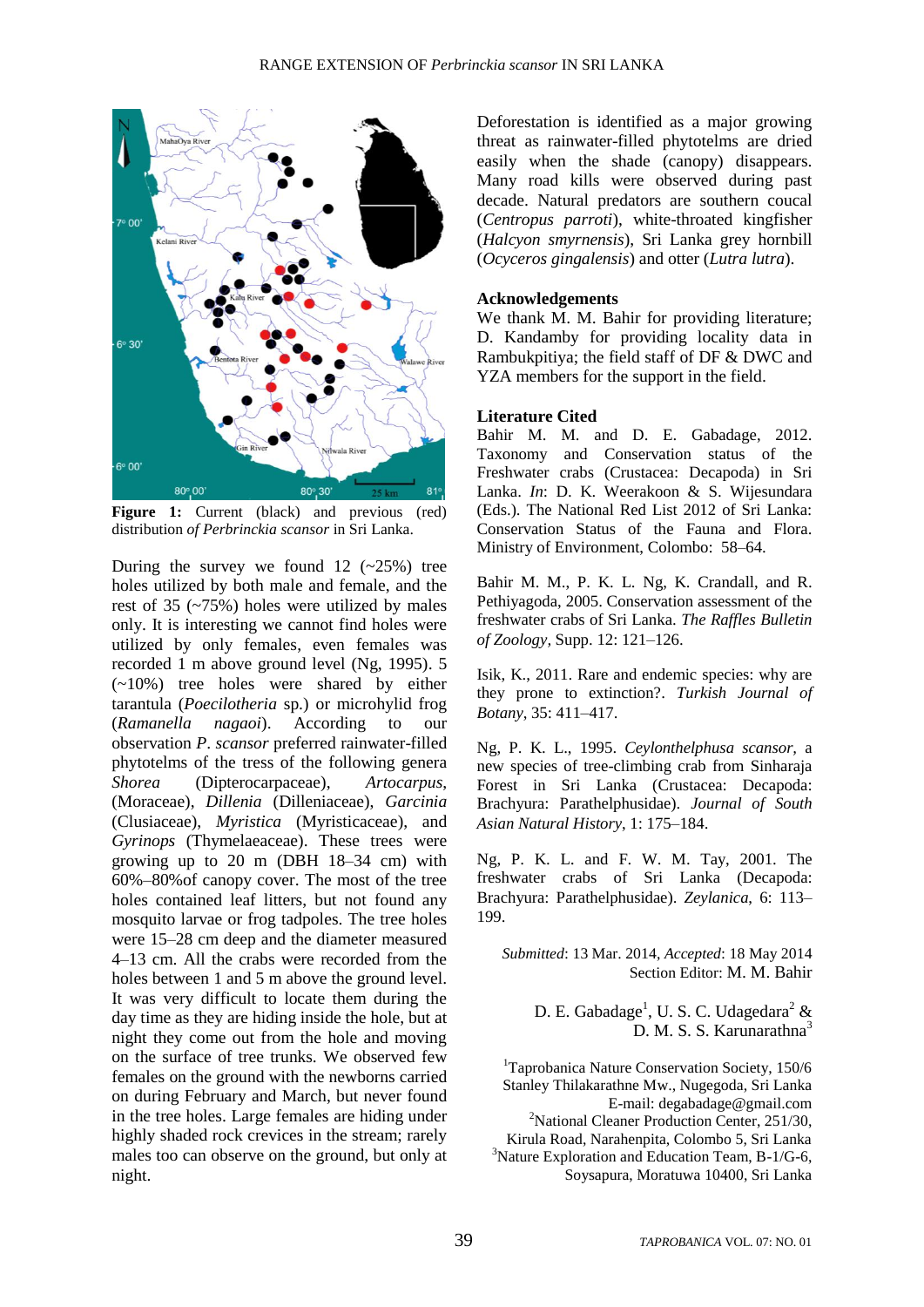MahaOya River

7° 00'

Kelani River

Kalu River

6° 30'

Bentota River

Walawe River

Gin River

Nilwala River

6° 00'

80° 00'

80° 30'

25 km

81°

**Figure 1:** Current (black) and previous (red) distribution *of Perbrinckia scansor* in Sri Lanka.

During the survey we found 12 (~25%) tree holes utilized by both male and female, and the rest of 35 (~75%) holes were utilized by males only. It is interesting we cannot find holes were utilized by only females, even females was recorded 1 m above ground level (Ng, 1995). 5 (~10%) tree holes were shared by either tarantula (*Poecilotheria* sp.) or microhylid frog (*Ramanella nagaoi*). According to our observation *P. scansor* preferred rainwater-filled phytotelms of the tress of the following genera *Shorea* (Dipterocarpaceae), *Artocarpus*, (Moraceae), *Dillenia* (Dilleniaceae), *Garcinia* (Clusiaceae), *Myristica* (Myristicaceae), and *Gyrinops* (Thymelaeaceae). These trees were growing up to 20 m (DBH 18–34 cm) with 60%–80%of canopy cover. The most of the tree holes contained leaf litters, but not found any mosquito larvae or frog tadpoles. The tree holes were 15–28 cm deep and the diameter measured 4–13 cm. All the crabs were recorded from the holes between 1 and 5 m above the ground level. It was very difficult to locate them during the day time as they are hiding inside the hole, but at night they come out from the hole and moving on the surface of tree trunks. We observed few females on the ground with the newborns carried on during February and March, but never found in the tree holes. Large females are hiding under highly shaded rock crevices in the stream; rarely males too can observe on the ground, but only at night.

Deforestation is identified as a major growing threat as rainwater-filled phytotelms are dried easily when the shade (canopy) disappears. Many road kills were observed during past decade. Natural predators are southern coucal (*Centropus parroti*), white-throated kingfisher (*Halcyon smyrnensis*), Sri Lanka grey hornbill (*Ocyceros gingalensis*) and otter (*Lutra lutra*).

## Acknowledgements

We thank M. M. Bahir for providing literature; D. Kandamby for providing locality data in Rambukpitiya; the field staff of DF & DWC and YZA members for the support in the field.

## Literature Cited

Bahir M. M. and D. E. Gabadage, 2012. Taxonomy and Conservation status of the Freshwater crabs (Crustacea: Decapoda) in Sri Lanka. *In*: D. K. Weerakoon & S. Wijesundara (Eds.). The National Red List 2012 of Sri Lanka: Conservation Status of the Fauna and Flora. Ministry of Environment, Colombo: 58–64.

Bahir M. M., P. K. L. Ng, K. Crandall, and R. Pethiyagoda, 2005. Conservation assessment of the freshwater crabs of Sri Lanka. *The Raffles Bulletin of Zoology*, Supp. 12: 121–126.

Isik, K., 2011. Rare and endemic species: why are they prone to extinction?. *Turkish Journal of Botany*, 35: 411–417.

Ng, P. K. L., 1995. *Ceylonthelphusa scansor,* a new species of tree-climbing crab from Sinharaja Forest in Sri Lanka (Crustacea: Decapoda: Brachyura: Parathelphusidae). *Journal of South Asian Natural History*, 1: 175–184.

Ng, P. K. L. and F. W. M. Tay, 2001. The freshwater crabs of Sri Lanka (Decapoda: Brachyura: Parathelphusidae). *Zeylanica*, 6: 113–199.

*Submitted*: 13 Mar. 2014, *Accepted*: 18 May 2014
Section Editor: M. M. Bahir

D. E. Gabadage[1], U. S. C. Udagedara[2] & D. M. S. S. Karunarathna[3]

[1]Taprobanica Nature Conservation Society, 150/6 Stanley Thilakarathne Mw., Nugegoda, Sri Lanka
E-mail: degabadage@gmail.com
[2]National Cleaner Production Center, 251/30, Kirula Road, Narahenpita, Colombo 5, Sri Lanka
[3]Nature Exploration and Education Team, B-1/G-6, Soysapura, Moratuwa 10400, Sri Lanka